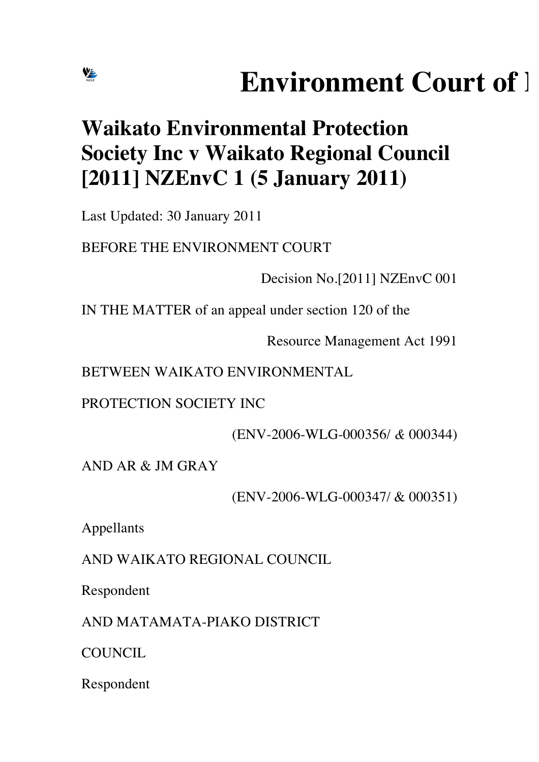# Environment Court of 

## Waikato Environmental Protection Society Inc v Waikato Regional Council [2011] NZEnvC 1 (5 January 2011)

Last Updated: 30 January 2011

BEFORE THE ENVIRONMENT COURT

Decision No.[2011] NZEnvC 001

IN THE MATTER of an appeal under section 120 of the

Resource Management Act 1991

BETWEEN WAIKATO ENVIRONMENTAL

PROTECTION SOCIETY INC

(ENV-2006-WLG-000356/ & 000344)

AND AR & JM GRAY

(ENV-2006-WLG-000347/ & 000351)

Appellants

AND WAIKATO REGIONAL COUNCIL

Respondent

AND MATAMATA-PIAKO DISTRICT

COUNCIL

Respondent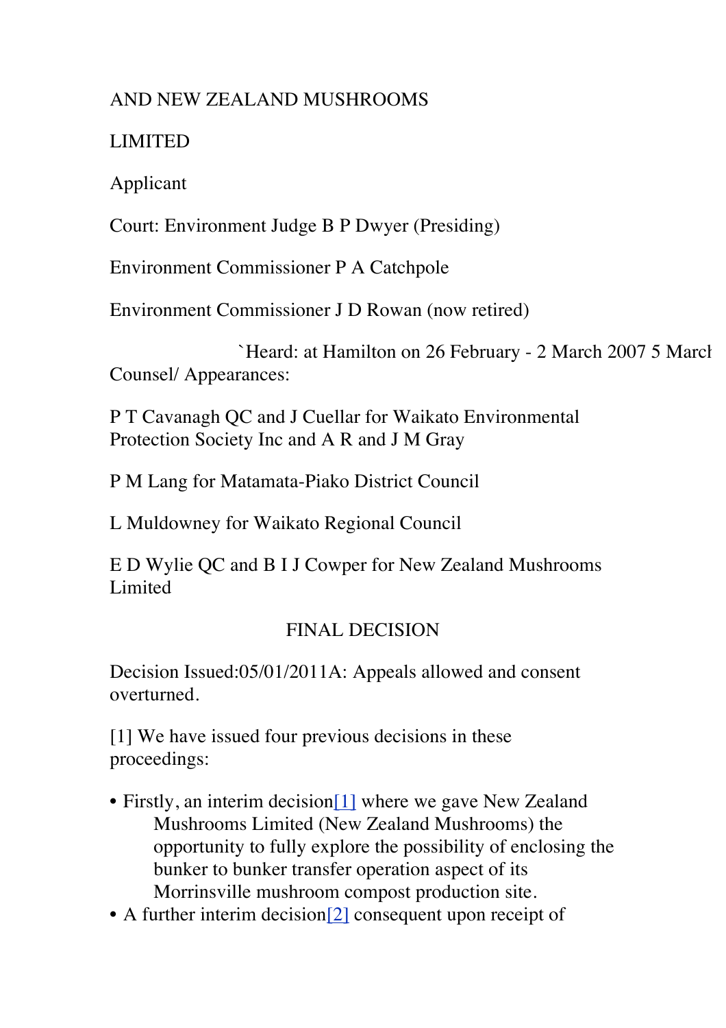AND NEW ZEALAND MUSHROOMS

LIMITED

Applicant

Court: Environment Judge B P Dwyer (Presiding)

Environment Commissioner P A Catchpole

Environment Commissioner J D Rowan (now retired)

`Heard: at Hamilton on 26 February - 2 March 2007 5 March
Counsel/ Appearances:

P T Cavanagh QC and J Cuellar for Waikato Environmental Protection Society Inc and A R and J M Gray

P M Lang for Matamata-Piako District Council

L Muldowney for Waikato Regional Council

E D Wylie QC and B I J Cowper for New Zealand Mushrooms Limited

FINAL DECISION

Decision Issued:05/01/2011A: Appeals allowed and consent overturned.

[1] We have issued four previous decisions in these proceedings:

- Firstly, an interim decision[1] where we gave New Zealand Mushrooms Limited (New Zealand Mushrooms) the opportunity to fully explore the possibility of enclosing the bunker to bunker transfer operation aspect of its Morrinsville mushroom compost production site.
- A further interim decision[2] consequent upon receipt of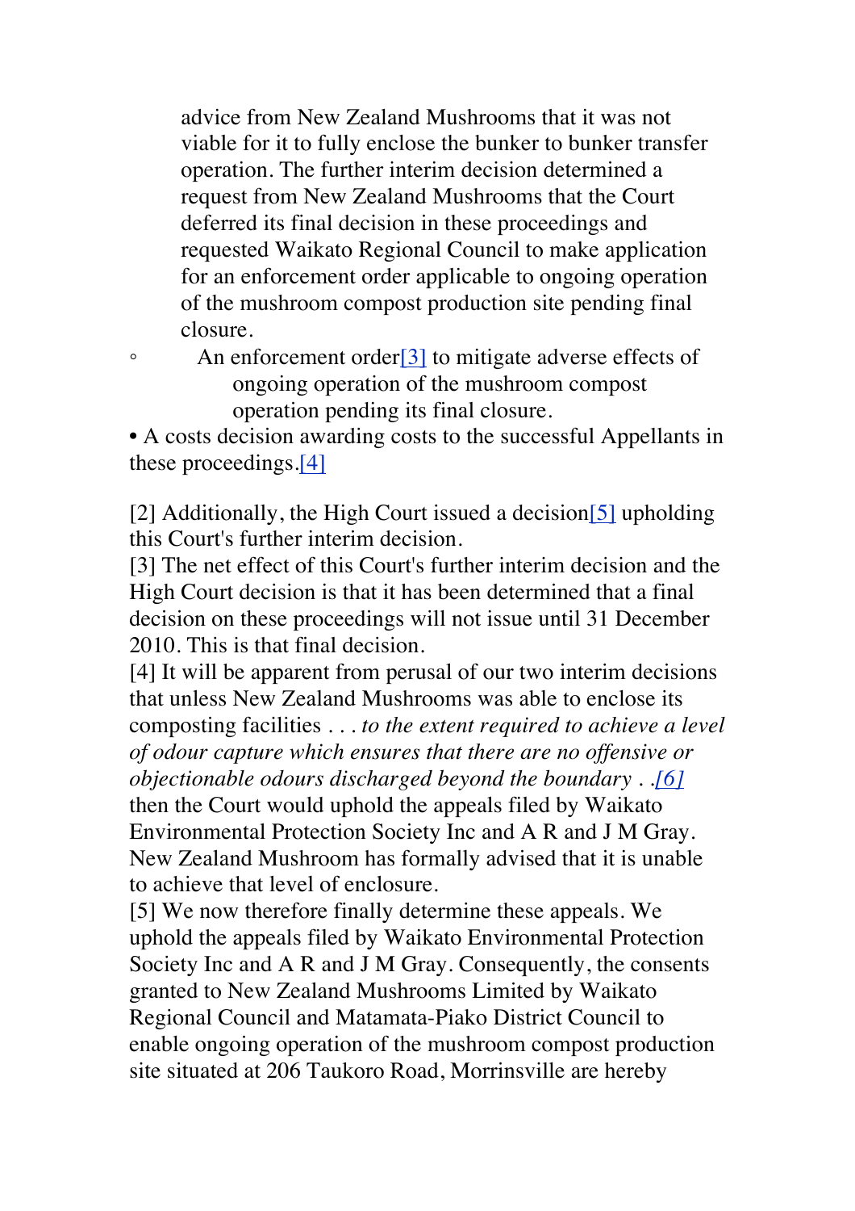advice from New Zealand Mushrooms that it was not viable for it to fully enclose the bunker to bunker transfer operation. The further interim decision determined a request from New Zealand Mushrooms that the Court deferred its final decision in these proceedings and requested Waikato Regional Council to make application for an enforcement order applicable to ongoing operation of the mushroom compost production site pending final closure.

  - An enforcement order[3] to mitigate adverse effects of ongoing operation of the mushroom compost operation pending its final closure.

- A costs decision awarding costs to the successful Appellants in these proceedings.[4]

[2] Additionally, the High Court issued a decision[5] upholding this Court's further interim decision.

[3] The net effect of this Court's further interim decision and the High Court decision is that it has been determined that a final decision on these proceedings will not issue until 31 December 2010. This is that final decision.

[4] It will be apparent from perusal of our two interim decisions that unless New Zealand Mushrooms was able to enclose its composting facilities . . . *to the extent required to achieve a level of odour capture which ensures that there are no offensive or objectionable odours discharged beyond the boundary . .[6]* then the Court would uphold the appeals filed by Waikato Environmental Protection Society Inc and A R and J M Gray. New Zealand Mushroom has formally advised that it is unable to achieve that level of enclosure.

[5] We now therefore finally determine these appeals. We uphold the appeals filed by Waikato Environmental Protection Society Inc and A R and J M Gray. Consequently, the consents granted to New Zealand Mushrooms Limited by Waikato Regional Council and Matamata-Piako District Council to enable ongoing operation of the mushroom compost production site situated at 206 Taukoro Road, Morrinsville are hereby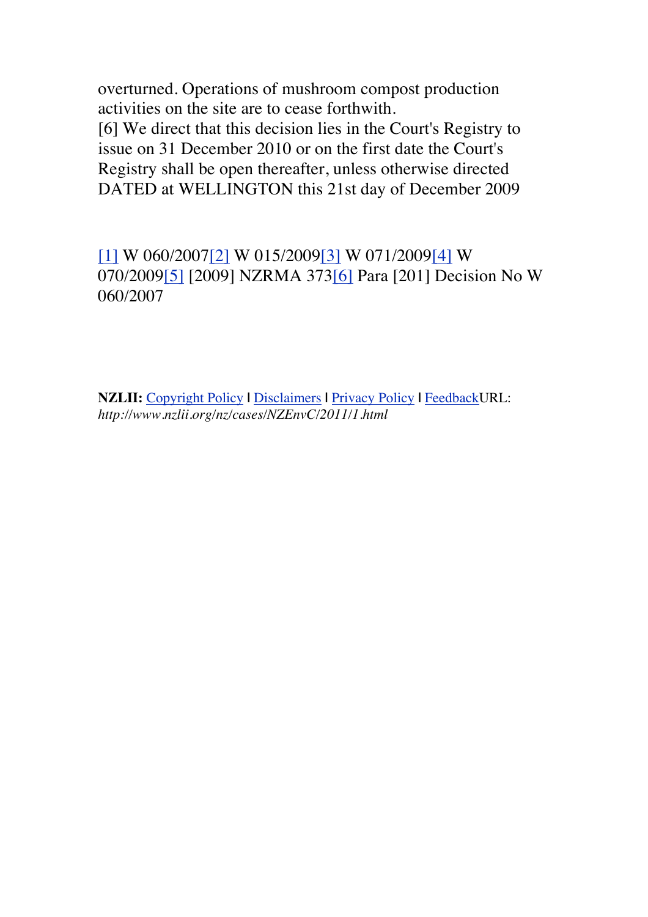overturned. Operations of mushroom compost production activities on the site are to cease forthwith.

[6] We direct that this decision lies in the Court's Registry to issue on 31 December 2010 or on the first date the Court's Registry shall be open thereafter, unless otherwise directed DATED at WELLINGTON this 21st day of December 2009

[1] W 060/2007[2] W 015/2009[3] W 071/2009[4] W 070/2009[5] [2009] NZRMA 373[6] Para [201] Decision No W 060/2007

**NZLII:** Copyright Policy | Disclaimers | Privacy Policy | FeedbackURL: *http://www.nzlii.org/nz/cases/NZEnvC/2011/1.html*